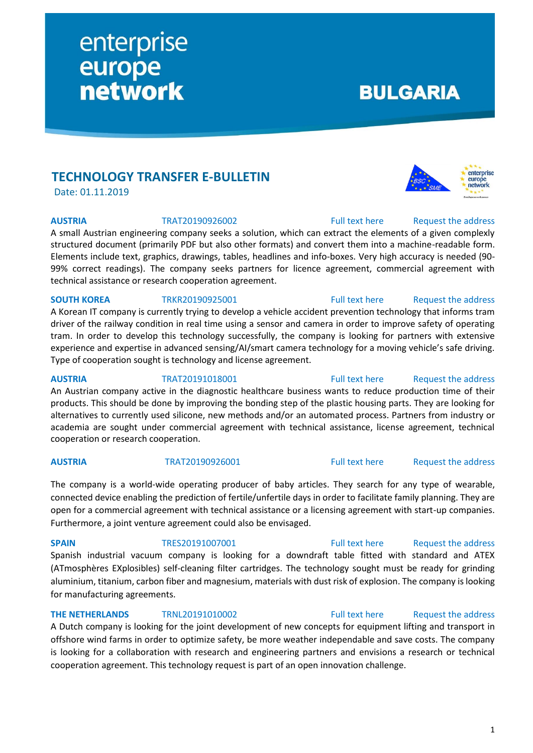enterprise europe network

BULGARIA

# TECHNOLOGY TRANSFER E-BULLETIN

Date: 01.11.2019

**AUSTRIA** TRAT20190926002 Full text here Request the address

A small Austrian engineering company seeks a solution, which can extract the elements of a given complexly structured document (primarily PDF but also other formats) and convert them into a machine-readable form. Elements include text, graphics, drawings, tables, headlines and info-boxes. Very high accuracy is needed (90-99% correct readings). The company seeks partners for licence agreement, commercial agreement with technical assistance or research cooperation agreement.

**SOUTH KOREA** TRKR20190925001 Full text here Request the address

A Korean IT company is currently trying to develop a vehicle accident prevention technology that informs tram driver of the railway condition in real time using a sensor and camera in order to improve safety of operating tram. In order to develop this technology successfully, the company is looking for partners with extensive experience and expertise in advanced sensing/AI/smart camera technology for a moving vehicle's safe driving. Type of cooperation sought is technology and license agreement.

**AUSTRIA** TRAT20191018001 Full text here Request the address

An Austrian company active in the diagnostic healthcare business wants to reduce production time of their products. This should be done by improving the bonding step of the plastic housing parts. They are looking for alternatives to currently used silicone, new methods and/or an automated process. Partners from industry or academia are sought under commercial agreement with technical assistance, license agreement, technical cooperation or research cooperation.

**AUSTRIA** TRAT20190926001 Full text here Request the address

The company is a world-wide operating producer of baby articles. They search for any type of wearable, connected device enabling the prediction of fertile/unfertile days in order to facilitate family planning. They are open for a commercial agreement with technical assistance or a licensing agreement with start-up companies. Furthermore, a joint venture agreement could also be envisaged.

**SPAIN** TRES20191007001 Full text here Request the address

Spanish industrial vacuum company is looking for a downdraft table fitted with standard and ATEX (ATmosphères EXplosibles) self-cleaning filter cartridges. The technology sought must be ready for grinding aluminium, titanium, carbon fiber and magnesium, materials with dust risk of explosion. The company is looking for manufacturing agreements.

**THE NETHERLANDS** TRNL20191010002 Full text here Request the address

A Dutch company is looking for the joint development of new concepts for equipment lifting and transport in offshore wind farms in order to optimize safety, be more weather independable and save costs. The company is looking for a collaboration with research and engineering partners and envisions a research or technical cooperation agreement. This technology request is part of an open innovation challenge.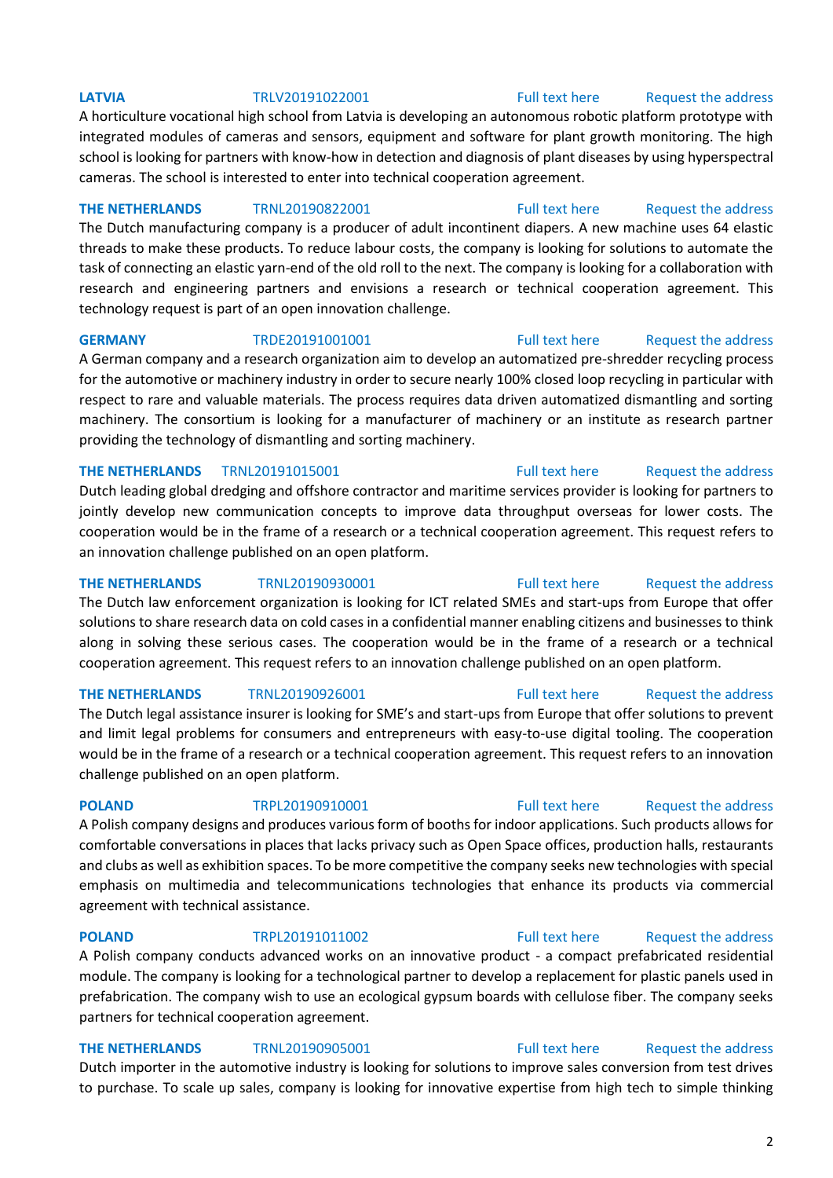**LATVIA** TRLV20191022001 Full text here Request the address

A horticulture vocational high school from Latvia is developing an autonomous robotic platform prototype with integrated modules of cameras and sensors, equipment and software for plant growth monitoring. The high school is looking for partners with know-how in detection and diagnosis of plant diseases by using hyperspectral cameras. The school is interested to enter into technical cooperation agreement.

**THE NETHERLANDS** TRNL20190822001 Full text here Request the address

The Dutch manufacturing company is a producer of adult incontinent diapers. A new machine uses 64 elastic threads to make these products. To reduce labour costs, the company is looking for solutions to automate the task of connecting an elastic yarn-end of the old roll to the next. The company is looking for a collaboration with research and engineering partners and envisions a research or technical cooperation agreement. This technology request is part of an open innovation challenge.

**GERMANY** TRDE20191001001 Full text here Request the address

A German company and a research organization aim to develop an automatized pre-shredder recycling process for the automotive or machinery industry in order to secure nearly 100% closed loop recycling in particular with respect to rare and valuable materials. The process requires data driven automatized dismantling and sorting machinery. The consortium is looking for a manufacturer of machinery or an institute as research partner providing the technology of dismantling and sorting machinery.

**THE NETHERLANDS** TRNL20191015001 Full text here Request the address

Dutch leading global dredging and offshore contractor and maritime services provider is looking for partners to jointly develop new communication concepts to improve data throughput overseas for lower costs. The cooperation would be in the frame of a research or a technical cooperation agreement. This request refers to an innovation challenge published on an open platform.

**THE NETHERLANDS** TRNL20190930001 Full text here Request the address

The Dutch law enforcement organization is looking for ICT related SMEs and start-ups from Europe that offer solutions to share research data on cold cases in a confidential manner enabling citizens and businesses to think along in solving these serious cases. The cooperation would be in the frame of a research or a technical cooperation agreement. This request refers to an innovation challenge published on an open platform.

**THE NETHERLANDS** TRNL20190926001 Full text here Request the address

The Dutch legal assistance insurer is looking for SME's and start-ups from Europe that offer solutions to prevent and limit legal problems for consumers and entrepreneurs with easy-to-use digital tooling. The cooperation would be in the frame of a research or a technical cooperation agreement. This request refers to an innovation challenge published on an open platform.

**POLAND** TRPL20190910001 Full text here Request the address

A Polish company designs and produces various form of booths for indoor applications. Such products allows for comfortable conversations in places that lacks privacy such as Open Space offices, production halls, restaurants and clubs as well as exhibition spaces. To be more competitive the company seeks new technologies with special emphasis on multimedia and telecommunications technologies that enhance its products via commercial agreement with technical assistance.

**POLAND** TRPL20191011002 Full text here Request the address

A Polish company conducts advanced works on an innovative product - a compact prefabricated residential module. The company is looking for a technological partner to develop a replacement for plastic panels used in prefabrication. The company wish to use an ecological gypsum boards with cellulose fiber. The company seeks partners for technical cooperation agreement.

**THE NETHERLANDS** TRNL20190905001 Full text here Request the address

Dutch importer in the automotive industry is looking for solutions to improve sales conversion from test drives to purchase. To scale up sales, company is looking for innovative expertise from high tech to simple thinking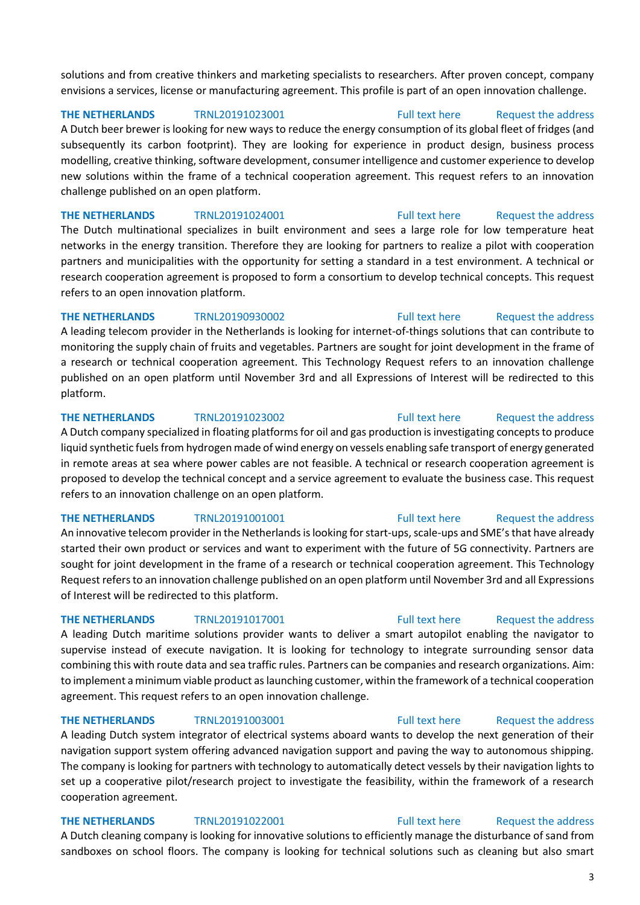solutions and from creative thinkers and marketing specialists to researchers. After proven concept, company envisions a services, license or manufacturing agreement. This profile is part of an open innovation challenge.

**THE NETHERLANDS** TRNL20191023001 Full text here Request the address

A Dutch beer brewer is looking for new ways to reduce the energy consumption of its global fleet of fridges (and subsequently its carbon footprint). They are looking for experience in product design, business process modelling, creative thinking, software development, consumer intelligence and customer experience to develop new solutions within the frame of a technical cooperation agreement. This request refers to an innovation challenge published on an open platform.

**THE NETHERLANDS** TRNL20191024001 Full text here Request the address

The Dutch multinational specializes in built environment and sees a large role for low temperature heat networks in the energy transition. Therefore they are looking for partners to realize a pilot with cooperation partners and municipalities with the opportunity for setting a standard in a test environment. A technical or research cooperation agreement is proposed to form a consortium to develop technical concepts. This request refers to an open innovation platform.

**THE NETHERLANDS** TRNL20190930002 Full text here Request the address

A leading telecom provider in the Netherlands is looking for internet-of-things solutions that can contribute to monitoring the supply chain of fruits and vegetables. Partners are sought for joint development in the frame of a research or technical cooperation agreement. This Technology Request refers to an innovation challenge published on an open platform until November 3rd and all Expressions of Interest will be redirected to this platform.

**THE NETHERLANDS** TRNL20191023002 Full text here Request the address

A Dutch company specialized in floating platforms for oil and gas production is investigating concepts to produce liquid synthetic fuels from hydrogen made of wind energy on vessels enabling safe transport of energy generated in remote areas at sea where power cables are not feasible. A technical or research cooperation agreement is proposed to develop the technical concept and a service agreement to evaluate the business case. This request refers to an innovation challenge on an open platform.

**THE NETHERLANDS** TRNL20191001001 Full text here Request the address

An innovative telecom provider in the Netherlands is looking for start-ups, scale-ups and SME's that have already started their own product or services and want to experiment with the future of 5G connectivity. Partners are sought for joint development in the frame of a research or technical cooperation agreement. This Technology Request refers to an innovation challenge published on an open platform until November 3rd and all Expressions of Interest will be redirected to this platform.

**THE NETHERLANDS** TRNL20191017001 Full text here Request the address

A leading Dutch maritime solutions provider wants to deliver a smart autopilot enabling the navigator to supervise instead of execute navigation. It is looking for technology to integrate surrounding sensor data combining this with route data and sea traffic rules. Partners can be companies and research organizations. Aim: to implement a minimum viable product as launching customer, within the framework of a technical cooperation agreement. This request refers to an open innovation challenge.

**THE NETHERLANDS** TRNL20191003001 Full text here Request the address

A leading Dutch system integrator of electrical systems aboard wants to develop the next generation of their navigation support system offering advanced navigation support and paving the way to autonomous shipping. The company is looking for partners with technology to automatically detect vessels by their navigation lights to set up a cooperative pilot/research project to investigate the feasibility, within the framework of a research cooperation agreement.

**THE NETHERLANDS** TRNL20191022001 Full text here Request the address

A Dutch cleaning company is looking for innovative solutions to efficiently manage the disturbance of sand from sandboxes on school floors. The company is looking for technical solutions such as cleaning but also smart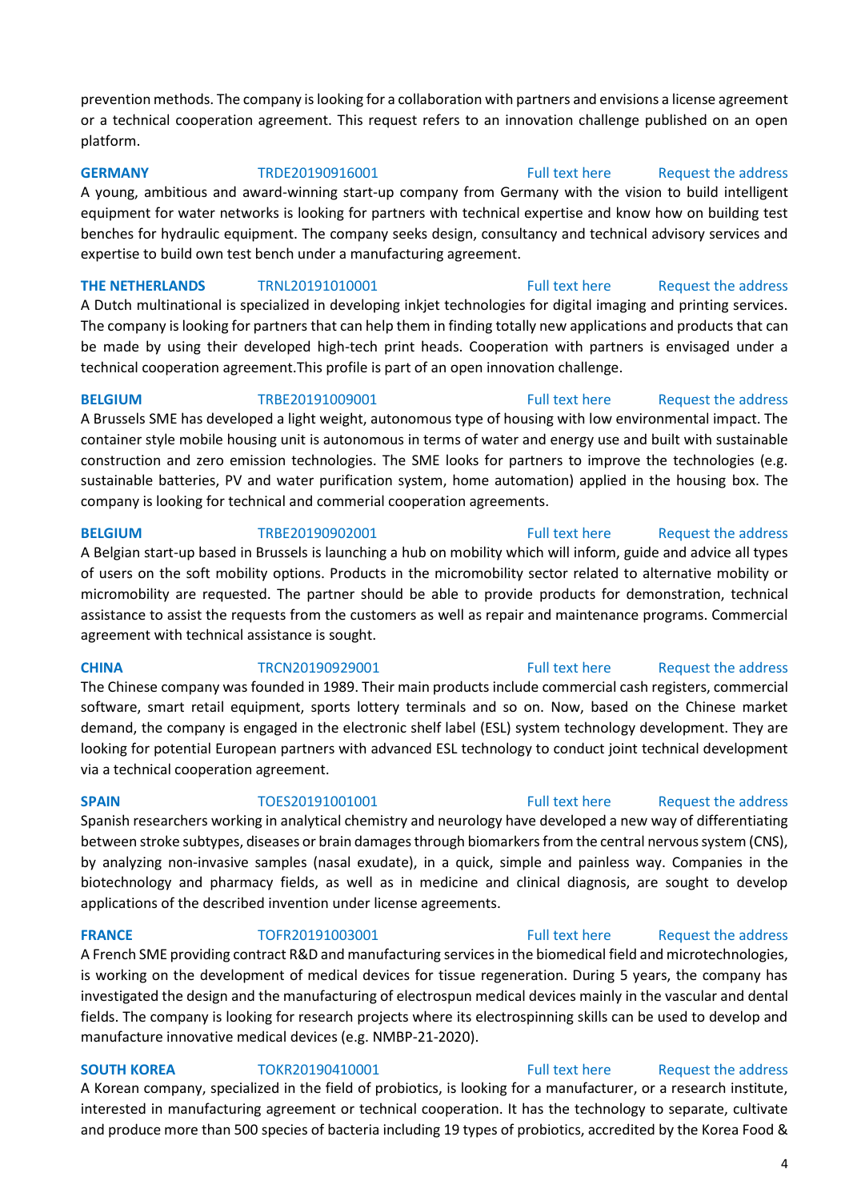prevention methods. The company is looking for a collaboration with partners and envisions a license agreement or a technical cooperation agreement. This request refers to an innovation challenge published on an open platform.

**GERMANY** TRDE20190916001 Full text here Request the address

A young, ambitious and award-winning start-up company from Germany with the vision to build intelligent equipment for water networks is looking for partners with technical expertise and know how on building test benches for hydraulic equipment. The company seeks design, consultancy and technical advisory services and expertise to build own test bench under a manufacturing agreement.

**THE NETHERLANDS** TRNL20191010001 Full text here Request the address

A Dutch multinational is specialized in developing inkjet technologies for digital imaging and printing services. The company is looking for partners that can help them in finding totally new applications and products that can be made by using their developed high-tech print heads. Cooperation with partners is envisaged under a technical cooperation agreement.This profile is part of an open innovation challenge.

**BELGIUM** TRBE20191009001 Full text here Request the address

A Brussels SME has developed a light weight, autonomous type of housing with low environmental impact. The container style mobile housing unit is autonomous in terms of water and energy use and built with sustainable construction and zero emission technologies. The SME looks for partners to improve the technologies (e.g. sustainable batteries, PV and water purification system, home automation) applied in the housing box. The company is looking for technical and commerial cooperation agreements.

**BELGIUM** TRBE20190902001 Full text here Request the address

A Belgian start-up based in Brussels is launching a hub on mobility which will inform, guide and advice all types of users on the soft mobility options. Products in the micromobility sector related to alternative mobility or micromobility are requested. The partner should be able to provide products for demonstration, technical assistance to assist the requests from the customers as well as repair and maintenance programs. Commercial agreement with technical assistance is sought.

**CHINA** TRCN20190929001 Full text here Request the address

The Chinese company was founded in 1989. Their main products include commercial cash registers, commercial software, smart retail equipment, sports lottery terminals and so on. Now, based on the Chinese market demand, the company is engaged in the electronic shelf label (ESL) system technology development. They are looking for potential European partners with advanced ESL technology to conduct joint technical development via a technical cooperation agreement.

**SPAIN** TOES20191001001 Full text here Request the address

Spanish researchers working in analytical chemistry and neurology have developed a new way of differentiating between stroke subtypes, diseases or brain damages through biomarkers from the central nervous system (CNS), by analyzing non-invasive samples (nasal exudate), in a quick, simple and painless way. Companies in the biotechnology and pharmacy fields, as well as in medicine and clinical diagnosis, are sought to develop applications of the described invention under license agreements.

**FRANCE** TOFR20191003001 Full text here Request the address

A French SME providing contract R&D and manufacturing services in the biomedical field and microtechnologies, is working on the development of medical devices for tissue regeneration. During 5 years, the company has investigated the design and the manufacturing of electrospun medical devices mainly in the vascular and dental fields. The company is looking for research projects where its electrospinning skills can be used to develop and manufacture innovative medical devices (e.g. NMBP-21-2020).

**SOUTH KOREA** TOKR20190410001 Full text here Request the address

A Korean company, specialized in the field of probiotics, is looking for a manufacturer, or a research institute, interested in manufacturing agreement or technical cooperation. It has the technology to separate, cultivate and produce more than 500 species of bacteria including 19 types of probiotics, accredited by the Korea Food &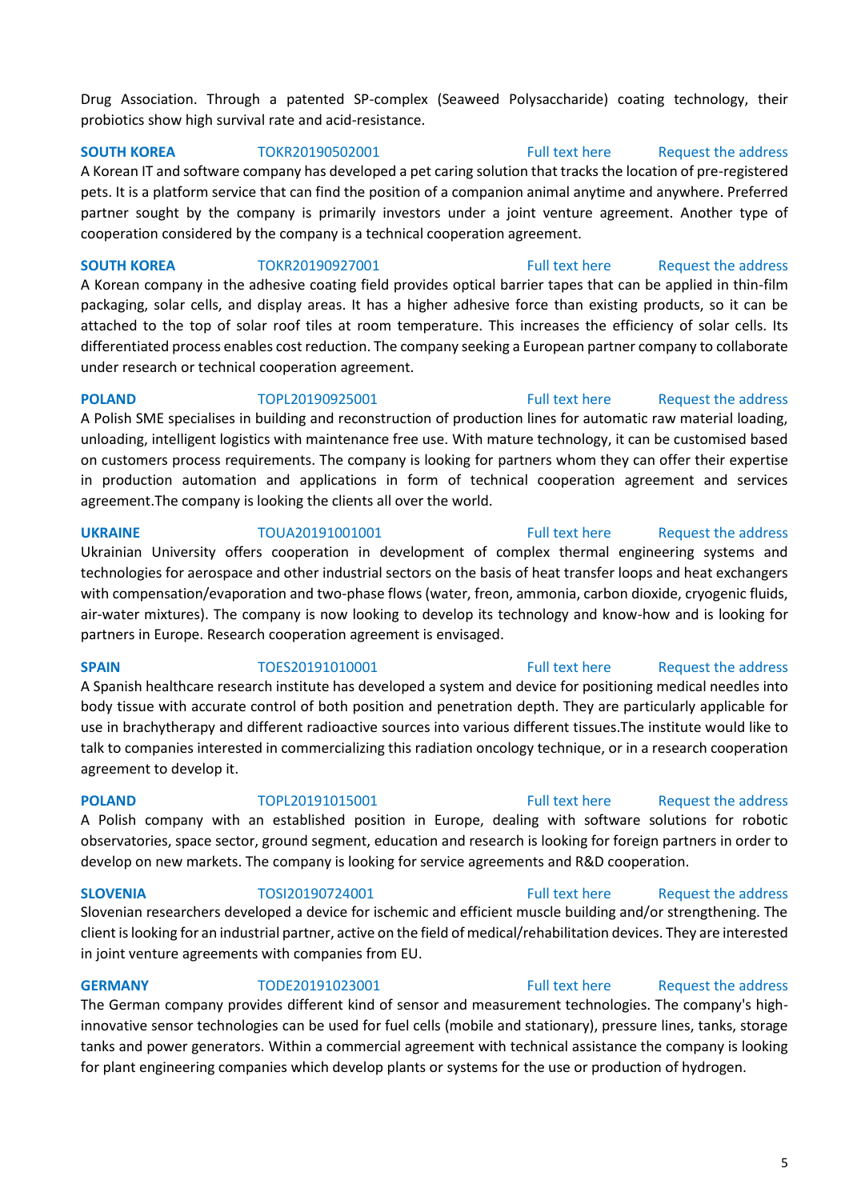Drug Association. Through a patented SP-complex (Seaweed Polysaccharide) coating technology, their probiotics show high survival rate and acid-resistance.

**SOUTH KOREA** TOKR20190502001 Full text here Request the address

A Korean IT and software company has developed a pet caring solution that tracks the location of pre-registered pets. It is a platform service that can find the position of a companion animal anytime and anywhere. Preferred partner sought by the company is primarily investors under a joint venture agreement. Another type of cooperation considered by the company is a technical cooperation agreement.

**SOUTH KOREA** TOKR20190927001 Full text here Request the address

A Korean company in the adhesive coating field provides optical barrier tapes that can be applied in thin-film packaging, solar cells, and display areas. It has a higher adhesive force than existing products, so it can be attached to the top of solar roof tiles at room temperature. This increases the efficiency of solar cells. Its differentiated process enables cost reduction. The company seeking a European partner company to collaborate under research or technical cooperation agreement.

**POLAND** TOPL20190925001 Full text here Request the address

A Polish SME specialises in building and reconstruction of production lines for automatic raw material loading, unloading, intelligent logistics with maintenance free use. With mature technology, it can be customised based on customers process requirements. The company is looking for partners whom they can offer their expertise in production automation and applications in form of technical cooperation agreement and services agreement.The company is looking the clients all over the world.

**UKRAINE** TOUA20191001001 Full text here Request the address

Ukrainian University offers cooperation in development of complex thermal engineering systems and technologies for aerospace and other industrial sectors on the basis of heat transfer loops and heat exchangers with compensation/evaporation and two-phase flows (water, freon, ammonia, carbon dioxide, cryogenic fluids, air-water mixtures). The company is now looking to develop its technology and know-how and is looking for partners in Europe. Research cooperation agreement is envisaged.

**SPAIN** TOES20191010001 Full text here Request the address

A Spanish healthcare research institute has developed a system and device for positioning medical needles into body tissue with accurate control of both position and penetration depth. They are particularly applicable for use in brachytherapy and different radioactive sources into various different tissues.The institute would like to talk to companies interested in commercializing this radiation oncology technique, or in a research cooperation agreement to develop it.

**POLAND** TOPL20191015001 Full text here Request the address

A Polish company with an established position in Europe, dealing with software solutions for robotic observatories, space sector, ground segment, education and research is looking for foreign partners in order to develop on new markets. The company is looking for service agreements and R&D cooperation.

**SLOVENIA** TOSI20190724001 Full text here Request the address

Slovenian researchers developed a device for ischemic and efficient muscle building and/or strengthening. The client is looking for an industrial partner, active on the field of medical/rehabilitation devices. They are interested in joint venture agreements with companies from EU.

**GERMANY** TODE20191023001 Full text here Request the address

The German company provides different kind of sensor and measurement technologies. The company's high-innovative sensor technologies can be used for fuel cells (mobile and stationary), pressure lines, tanks, storage tanks and power generators. Within a commercial agreement with technical assistance the company is looking for plant engineering companies which develop plants or systems for the use or production of hydrogen.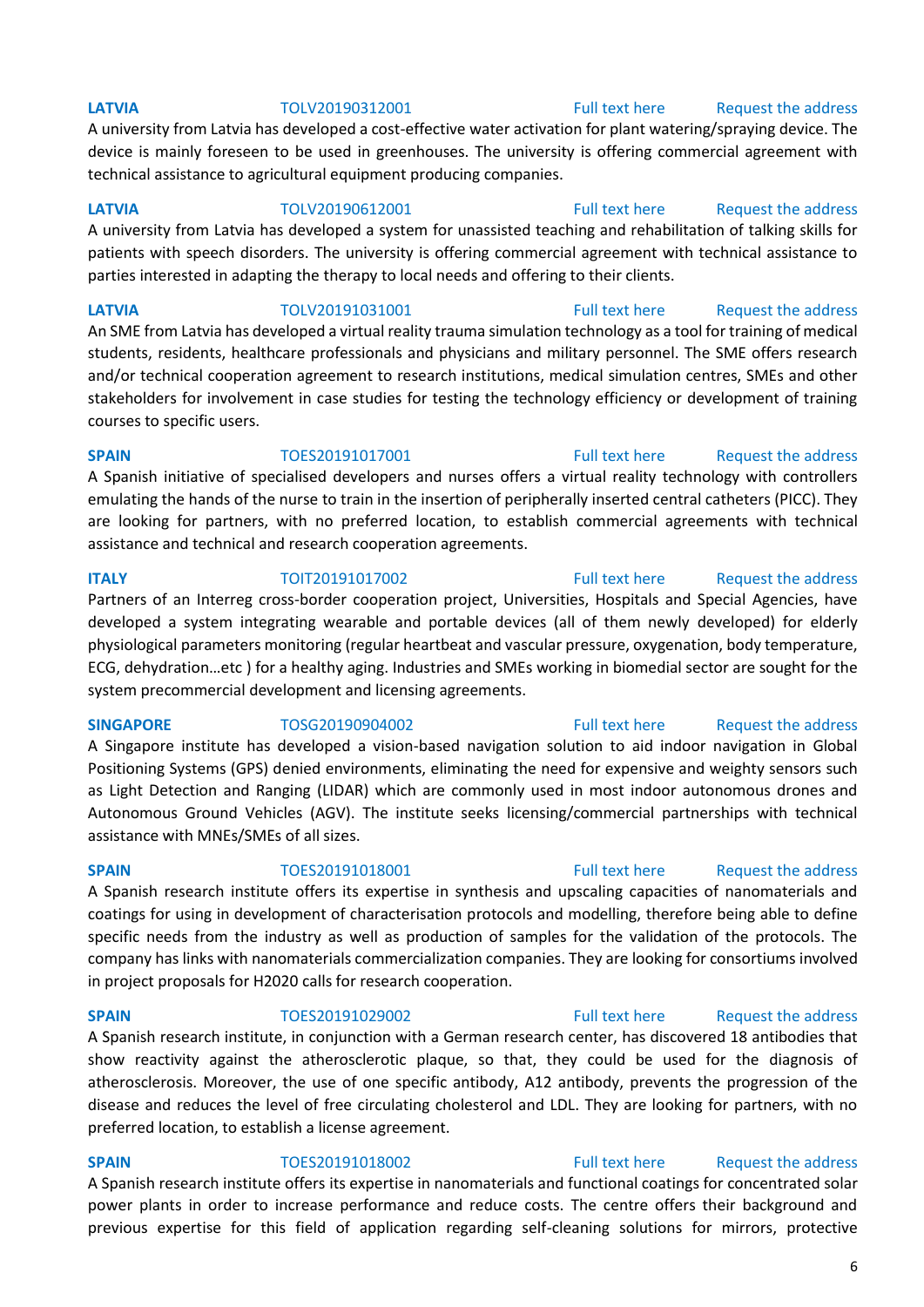**LATVIA** TOLV20190312001 Full text here Request the address

A university from Latvia has developed a cost-effective water activation for plant watering/spraying device. The device is mainly foreseen to be used in greenhouses. The university is offering commercial agreement with technical assistance to agricultural equipment producing companies.

**LATVIA** TOLV20190612001 Full text here Request the address

A university from Latvia has developed a system for unassisted teaching and rehabilitation of talking skills for patients with speech disorders. The university is offering commercial agreement with technical assistance to parties interested in adapting the therapy to local needs and offering to their clients.

**LATVIA** TOLV20191031001 Full text here Request the address

An SME from Latvia has developed a virtual reality trauma simulation technology as a tool for training of medical students, residents, healthcare professionals and physicians and military personnel. The SME offers research and/or technical cooperation agreement to research institutions, medical simulation centres, SMEs and other stakeholders for involvement in case studies for testing the technology efficiency or development of training courses to specific users.

**SPAIN** TOES20191017001 Full text here Request the address

A Spanish initiative of specialised developers and nurses offers a virtual reality technology with controllers emulating the hands of the nurse to train in the insertion of peripherally inserted central catheters (PICC). They are looking for partners, with no preferred location, to establish commercial agreements with technical assistance and technical and research cooperation agreements.

**ITALY** TOIT20191017002 Full text here Request the address

Partners of an Interreg cross-border cooperation project, Universities, Hospitals and Special Agencies, have developed a system integrating wearable and portable devices (all of them newly developed) for elderly physiological parameters monitoring (regular heartbeat and vascular pressure, oxygenation, body temperature, ECG, dehydration…etc ) for a healthy aging. Industries and SMEs working in biomedial sector are sought for the system precommercial development and licensing agreements.

**SINGAPORE** TOSG20190904002 Full text here Request the address

A Singapore institute has developed a vision-based navigation solution to aid indoor navigation in Global Positioning Systems (GPS) denied environments, eliminating the need for expensive and weighty sensors such as Light Detection and Ranging (LIDAR) which are commonly used in most indoor autonomous drones and Autonomous Ground Vehicles (AGV). The institute seeks licensing/commercial partnerships with technical assistance with MNEs/SMEs of all sizes.

**SPAIN** TOES20191018001 Full text here Request the address

A Spanish research institute offers its expertise in synthesis and upscaling capacities of nanomaterials and coatings for using in development of characterisation protocols and modelling, therefore being able to define specific needs from the industry as well as production of samples for the validation of the protocols. The company has links with nanomaterials commercialization companies. They are looking for consortiums involved in project proposals for H2020 calls for research cooperation.

**SPAIN** TOES20191029002 Full text here Request the address

A Spanish research institute, in conjunction with a German research center, has discovered 18 antibodies that show reactivity against the atherosclerotic plaque, so that, they could be used for the diagnosis of atherosclerosis. Moreover, the use of one specific antibody, A12 antibody, prevents the progression of the disease and reduces the level of free circulating cholesterol and LDL. They are looking for partners, with no preferred location, to establish a license agreement.

**SPAIN** TOES20191018002 Full text here Request the address

A Spanish research institute offers its expertise in nanomaterials and functional coatings for concentrated solar power plants in order to increase performance and reduce costs. The centre offers their background and previous expertise for this field of application regarding self-cleaning solutions for mirrors, protective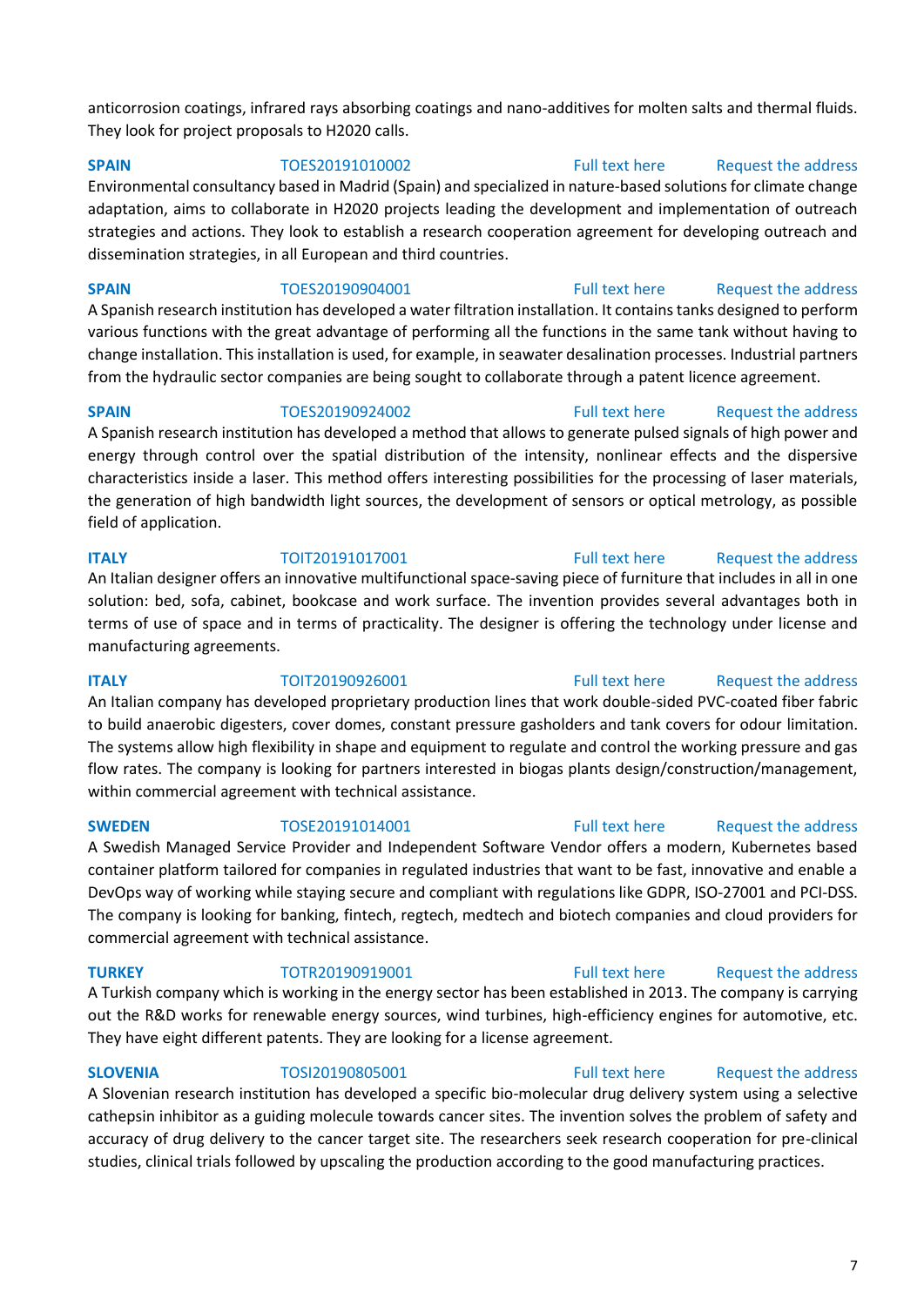anticorrosion coatings, infrared rays absorbing coatings and nano-additives for molten salts and thermal fluids. They look for project proposals to H2020 calls.

**SPAIN** TOES20191010002 Full text here Request the address

Environmental consultancy based in Madrid (Spain) and specialized in nature-based solutions for climate change adaptation, aims to collaborate in H2020 projects leading the development and implementation of outreach strategies and actions. They look to establish a research cooperation agreement for developing outreach and dissemination strategies, in all European and third countries.

**SPAIN** TOES20190904001 Full text here Request the address

A Spanish research institution has developed a water filtration installation. It contains tanks designed to perform various functions with the great advantage of performing all the functions in the same tank without having to change installation. This installation is used, for example, in seawater desalination processes. Industrial partners from the hydraulic sector companies are being sought to collaborate through a patent licence agreement.

**SPAIN** TOES20190924002 Full text here Request the address

A Spanish research institution has developed a method that allows to generate pulsed signals of high power and energy through control over the spatial distribution of the intensity, nonlinear effects and the dispersive characteristics inside a laser. This method offers interesting possibilities for the processing of laser materials, the generation of high bandwidth light sources, the development of sensors or optical metrology, as possible field of application.

**ITALY** TOIT20191017001 Full text here Request the address

An Italian designer offers an innovative multifunctional space-saving piece of furniture that includes in all in one solution: bed, sofa, cabinet, bookcase and work surface. The invention provides several advantages both in terms of use of space and in terms of practicality. The designer is offering the technology under license and manufacturing agreements.

**ITALY** TOIT20190926001 Full text here Request the address

An Italian company has developed proprietary production lines that work double-sided PVC-coated fiber fabric to build anaerobic digesters, cover domes, constant pressure gasholders and tank covers for odour limitation. The systems allow high flexibility in shape and equipment to regulate and control the working pressure and gas flow rates. The company is looking for partners interested in biogas plants design/construction/management, within commercial agreement with technical assistance.

**SWEDEN** TOSE20191014001 Full text here Request the address

A Swedish Managed Service Provider and Independent Software Vendor offers a modern, Kubernetes based container platform tailored for companies in regulated industries that want to be fast, innovative and enable a DevOps way of working while staying secure and compliant with regulations like GDPR, ISO-27001 and PCI-DSS. The company is looking for banking, fintech, regtech, medtech and biotech companies and cloud providers for commercial agreement with technical assistance.

**TURKEY** TOTR20190919001 Full text here Request the address

A Turkish company which is working in the energy sector has been established in 2013. The company is carrying out the R&D works for renewable energy sources, wind turbines, high-efficiency engines for automotive, etc. They have eight different patents. They are looking for a license agreement.

**SLOVENIA** TOSI20190805001 Full text here Request the address

A Slovenian research institution has developed a specific bio-molecular drug delivery system using a selective cathepsin inhibitor as a guiding molecule towards cancer sites. The invention solves the problem of safety and accuracy of drug delivery to the cancer target site. The researchers seek research cooperation for pre-clinical studies, clinical trials followed by upscaling the production according to the good manufacturing practices.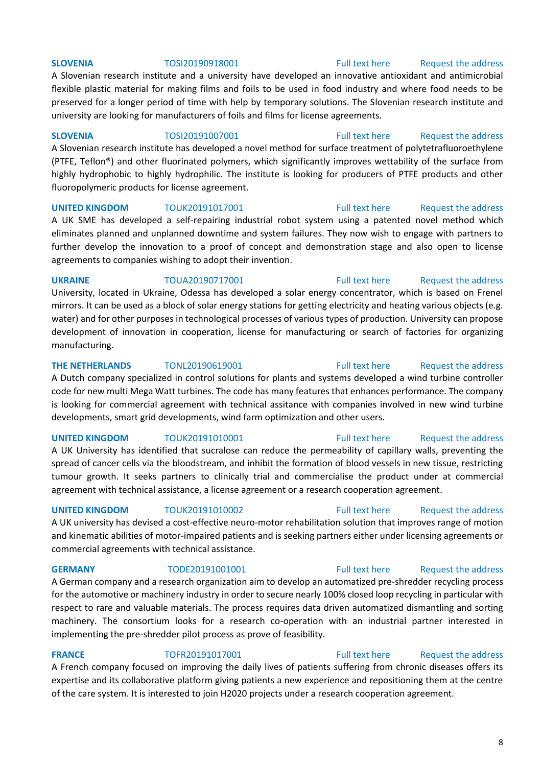**SLOVENIA** TOSI20190918001 Full text here Request the address

A Slovenian research institute and a university have developed an innovative antioxidant and antimicrobial flexible plastic material for making films and foils to be used in food industry and where food needs to be preserved for a longer period of time with help by temporary solutions. The Slovenian research institute and university are looking for manufacturers of foils and films for license agreements.

**SLOVENIA** TOSI20191007001 Full text here Request the address

A Slovenian research institute has developed a novel method for surface treatment of polytetrafluoroethylene (PTFE, Teflon®) and other fluorinated polymers, which significantly improves wettability of the surface from highly hydrophobic to highly hydrophilic. The institute is looking for producers of PTFE products and other fluoropolymeric products for license agreement.

**UNITED KINGDOM** TOUK20191017001 Full text here Request the address

A UK SME has developed a self-repairing industrial robot system using a patented novel method which eliminates planned and unplanned downtime and system failures. They now wish to engage with partners to further develop the innovation to a proof of concept and demonstration stage and also open to license agreements to companies wishing to adopt their invention.

**UKRAINE** TOUA20190717001 Full text here Request the address

University, located in Ukraine, Odessa has developed a solar energy concentrator, which is based on Frenel mirrors. It can be used as a block of solar energy stations for getting electricity and heating various objects (e.g. water) and for other purposes in technological processes of various types of production. University can propose development of innovation in cooperation, license for manufacturing or search of factories for organizing manufacturing.

**THE NETHERLANDS** TONL20190619001 Full text here Request the address

A Dutch company specialized in control solutions for plants and systems developed a wind turbine controller code for new multi Mega Watt turbines. The code has many features that enhances performance. The company is looking for commercial agreement with technical assitance with companies involved in new wind turbine developments, smart grid developments, wind farm optimization and other users.

**UNITED KINGDOM** TOUK20191010001 Full text here Request the address

A UK University has identified that sucralose can reduce the permeability of capillary walls, preventing the spread of cancer cells via the bloodstream, and inhibit the formation of blood vessels in new tissue, restricting tumour growth. It seeks partners to clinically trial and commercialise the product under at commercial agreement with technical assistance, a license agreement or a research cooperation agreement.

**UNITED KINGDOM** TOUK20191010002 Full text here Request the address

A UK university has devised a cost-effective neuro-motor rehabilitation solution that improves range of motion and kinematic abilities of motor-impaired patients and is seeking partners either under licensing agreements or commercial agreements with technical assistance.

**GERMANY** TODE20191001001 Full text here Request the address

A German company and a research organization aim to develop an automatized pre-shredder recycling process for the automotive or machinery industry in order to secure nearly 100% closed loop recycling in particular with respect to rare and valuable materials. The process requires data driven automatized dismantling and sorting machinery. The consortium looks for a research co-operation with an industrial partner interested in implementing the pre-shredder pilot process as prove of feasibility.

**FRANCE** TOFR20191017001 Full text here Request the address

A French company focused on improving the daily lives of patients suffering from chronic diseases offers its expertise and its collaborative platform giving patients a new experience and repositioning them at the centre of the care system. It is interested to join H2020 projects under a research cooperation agreement.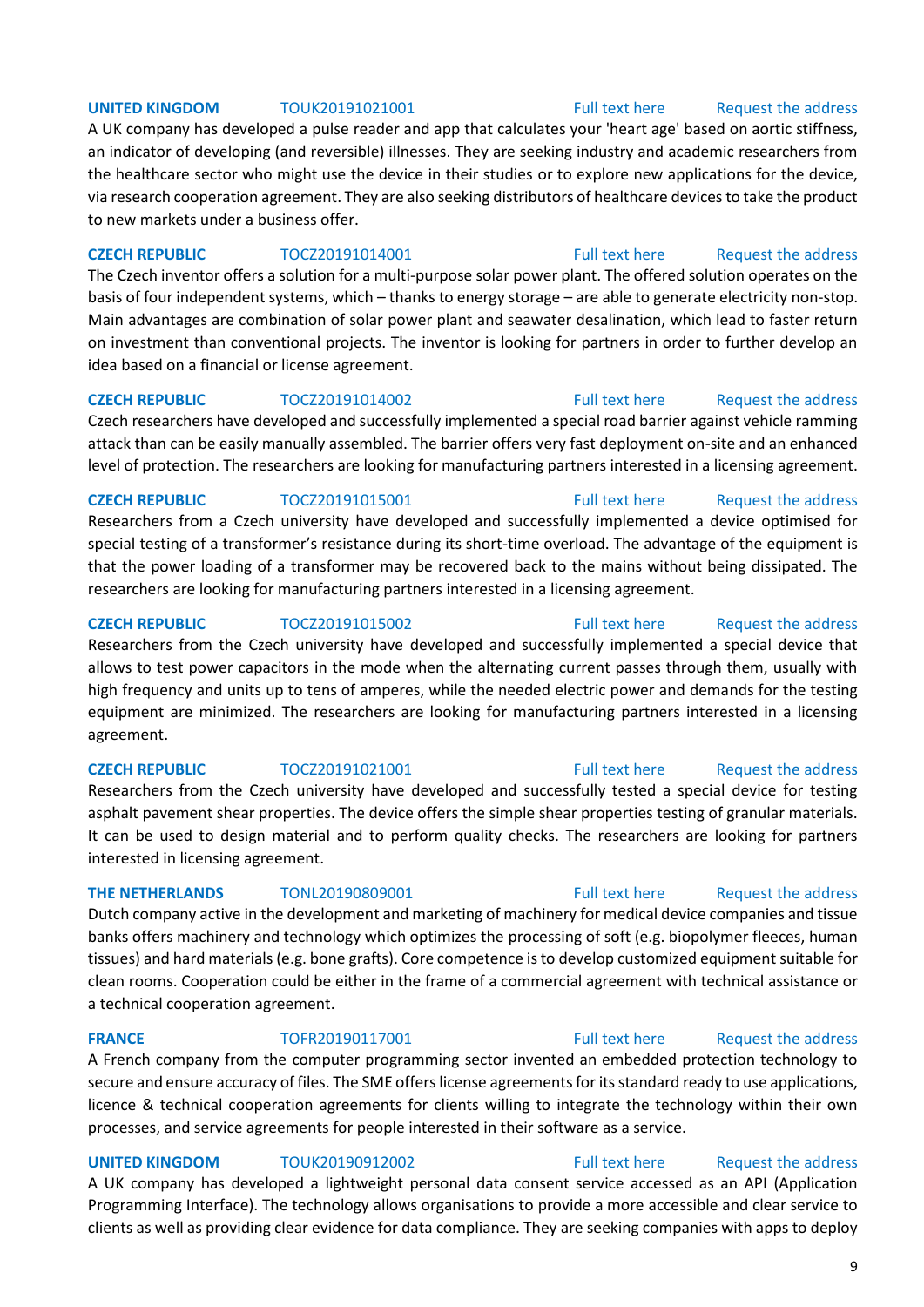**UNITED KINGDOM** TOUK20191021001 Full text here Request the address

A UK company has developed a pulse reader and app that calculates your 'heart age' based on aortic stiffness, an indicator of developing (and reversible) illnesses. They are seeking industry and academic researchers from the healthcare sector who might use the device in their studies or to explore new applications for the device, via research cooperation agreement. They are also seeking distributors of healthcare devices to take the product to new markets under a business offer.

**CZECH REPUBLIC** TOCZ20191014001 Full text here Request the address

The Czech inventor offers a solution for a multi-purpose solar power plant. The offered solution operates on the basis of four independent systems, which – thanks to energy storage – are able to generate electricity non-stop. Main advantages are combination of solar power plant and seawater desalination, which lead to faster return on investment than conventional projects. The inventor is looking for partners in order to further develop an idea based on a financial or license agreement.

**CZECH REPUBLIC** TOCZ20191014002 Full text here Request the address

Czech researchers have developed and successfully implemented a special road barrier against vehicle ramming attack than can be easily manually assembled. The barrier offers very fast deployment on-site and an enhanced level of protection. The researchers are looking for manufacturing partners interested in a licensing agreement.

**CZECH REPUBLIC** TOCZ20191015001 Full text here Request the address

Researchers from a Czech university have developed and successfully implemented a device optimised for special testing of a transformer's resistance during its short-time overload. The advantage of the equipment is that the power loading of a transformer may be recovered back to the mains without being dissipated. The researchers are looking for manufacturing partners interested in a licensing agreement.

**CZECH REPUBLIC** TOCZ20191015002 Full text here Request the address

Researchers from the Czech university have developed and successfully implemented a special device that allows to test power capacitors in the mode when the alternating current passes through them, usually with high frequency and units up to tens of amperes, while the needed electric power and demands for the testing equipment are minimized. The researchers are looking for manufacturing partners interested in a licensing agreement.

**CZECH REPUBLIC** TOCZ20191021001 Full text here Request the address

Researchers from the Czech university have developed and successfully tested a special device for testing asphalt pavement shear properties. The device offers the simple shear properties testing of granular materials. It can be used to design material and to perform quality checks. The researchers are looking for partners interested in licensing agreement.

**THE NETHERLANDS** TONL20190809001 Full text here Request the address

Dutch company active in the development and marketing of machinery for medical device companies and tissue banks offers machinery and technology which optimizes the processing of soft (e.g. biopolymer fleeces, human tissues) and hard materials (e.g. bone grafts). Core competence is to develop customized equipment suitable for clean rooms. Cooperation could be either in the frame of a commercial agreement with technical assistance or a technical cooperation agreement.

**FRANCE** TOFR20190117001 Full text here Request the address

A French company from the computer programming sector invented an embedded protection technology to secure and ensure accuracy of files. The SME offers license agreements for its standard ready to use applications, licence & technical cooperation agreements for clients willing to integrate the technology within their own processes, and service agreements for people interested in their software as a service.

**UNITED KINGDOM** TOUK20190912002 Full text here Request the address

A UK company has developed a lightweight personal data consent service accessed as an API (Application Programming Interface). The technology allows organisations to provide a more accessible and clear service to clients as well as providing clear evidence for data compliance. They are seeking companies with apps to deploy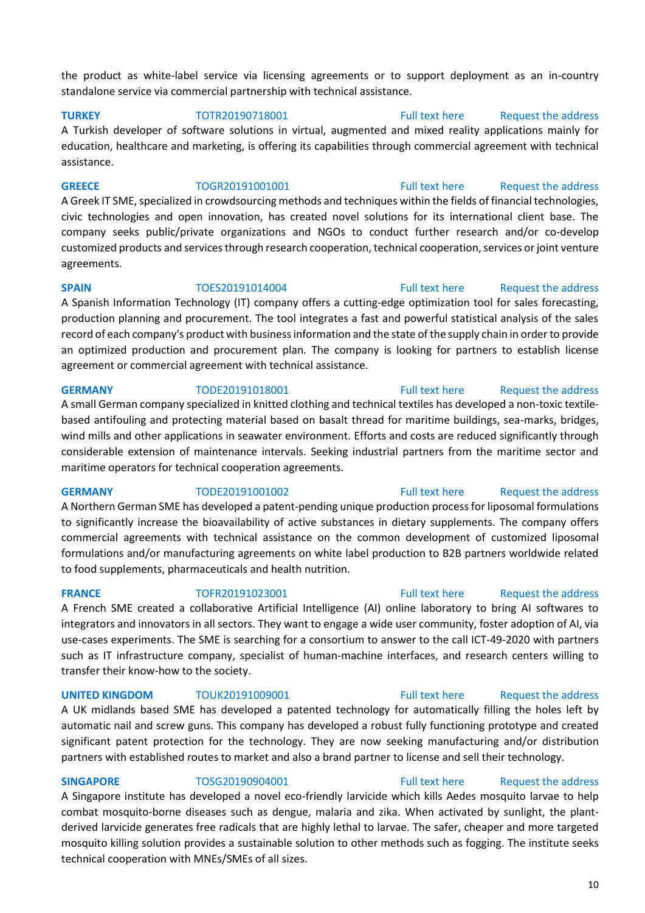the product as white-label service via licensing agreements or to support deployment as an in-country standalone service via commercial partnership with technical assistance.

**TURKEY** TOTR20190718001 Full text here Request the address

A Turkish developer of software solutions in virtual, augmented and mixed reality applications mainly for education, healthcare and marketing, is offering its capabilities through commercial agreement with technical assistance.

**GREECE** TOGR20191001001 Full text here Request the address

A Greek IT SME, specialized in crowdsourcing methods and techniques within the fields of financial technologies, civic technologies and open innovation, has created novel solutions for its international client base. The company seeks public/private organizations and NGOs to conduct further research and/or co-develop customized products and services through research cooperation, technical cooperation, services or joint venture agreements.

**SPAIN** TOES20191014004 Full text here Request the address

A Spanish Information Technology (IT) company offers a cutting-edge optimization tool for sales forecasting, production planning and procurement. The tool integrates a fast and powerful statistical analysis of the sales record of each company's product with business information and the state of the supply chain in order to provide an optimized production and procurement plan. The company is looking for partners to establish license agreement or commercial agreement with technical assistance.

**GERMANY** TODE20191018001 Full text here Request the address

A small German company specialized in knitted clothing and technical textiles has developed a non-toxic textile-based antifouling and protecting material based on basalt thread for maritime buildings, sea-marks, bridges, wind mills and other applications in seawater environment. Efforts and costs are reduced significantly through considerable extension of maintenance intervals. Seeking industrial partners from the maritime sector and maritime operators for technical cooperation agreements.

**GERMANY** TODE20191001002 Full text here Request the address

A Northern German SME has developed a patent-pending unique production process for liposomal formulations to significantly increase the bioavailability of active substances in dietary supplements. The company offers commercial agreements with technical assistance on the common development of customized liposomal formulations and/or manufacturing agreements on white label production to B2B partners worldwide related to food supplements, pharmaceuticals and health nutrition.

**FRANCE** TOFR20191023001 Full text here Request the address

A French SME created a collaborative Artificial Intelligence (AI) online laboratory to bring AI softwares to integrators and innovators in all sectors. They want to engage a wide user community, foster adoption of AI, via use-cases experiments. The SME is searching for a consortium to answer to the call ICT-49-2020 with partners such as IT infrastructure company, specialist of human-machine interfaces, and research centers willing to transfer their know-how to the society.

**UNITED KINGDOM** TOUK20191009001 Full text here Request the address

A UK midlands based SME has developed a patented technology for automatically filling the holes left by automatic nail and screw guns. This company has developed a robust fully functioning prototype and created significant patent protection for the technology. They are now seeking manufacturing and/or distribution partners with established routes to market and also a brand partner to license and sell their technology.

**SINGAPORE** TOSG20190904001 Full text here Request the address

A Singapore institute has developed a novel eco-friendly larvicide which kills Aedes mosquito larvae to help combat mosquito-borne diseases such as dengue, malaria and zika. When activated by sunlight, the plant-derived larvicide generates free radicals that are highly lethal to larvae. The safer, cheaper and more targeted mosquito killing solution provides a sustainable solution to other methods such as fogging. The institute seeks technical cooperation with MNEs/SMEs of all sizes.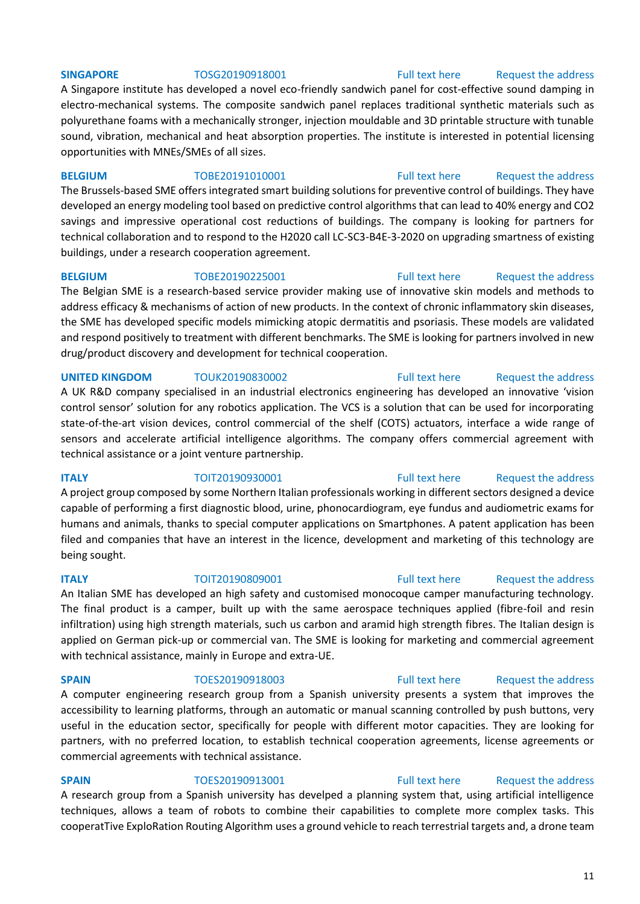**SINGAPORE** TOSG20190918001 Full text here Request the address

A Singapore institute has developed a novel eco-friendly sandwich panel for cost-effective sound damping in electro-mechanical systems. The composite sandwich panel replaces traditional synthetic materials such as polyurethane foams with a mechanically stronger, injection mouldable and 3D printable structure with tunable sound, vibration, mechanical and heat absorption properties. The institute is interested in potential licensing opportunities with MNEs/SMEs of all sizes.

**BELGIUM** TOBE20191010001 Full text here Request the address

The Brussels-based SME offers integrated smart building solutions for preventive control of buildings. They have developed an energy modeling tool based on predictive control algorithms that can lead to 40% energy and CO2 savings and impressive operational cost reductions of buildings. The company is looking for partners for technical collaboration and to respond to the H2020 call LC-SC3-B4E-3-2020 on upgrading smartness of existing buildings, under a research cooperation agreement.

**BELGIUM** TOBE20190225001 Full text here Request the address

The Belgian SME is a research-based service provider making use of innovative skin models and methods to address efficacy & mechanisms of action of new products. In the context of chronic inflammatory skin diseases, the SME has developed specific models mimicking atopic dermatitis and psoriasis. These models are validated and respond positively to treatment with different benchmarks. The SME is looking for partners involved in new drug/product discovery and development for technical cooperation.

**UNITED KINGDOM** TOUK20190830002 Full text here Request the address

A UK R&D company specialised in an industrial electronics engineering has developed an innovative 'vision control sensor' solution for any robotics application. The VCS is a solution that can be used for incorporating state-of-the-art vision devices, control commercial of the shelf (COTS) actuators, interface a wide range of sensors and accelerate artificial intelligence algorithms. The company offers commercial agreement with technical assistance or a joint venture partnership.

**ITALY** TOIT20190930001 Full text here Request the address

A project group composed by some Northern Italian professionals working in different sectors designed a device capable of performing a first diagnostic blood, urine, phonocardiogram, eye fundus and audiometric exams for humans and animals, thanks to special computer applications on Smartphones. A patent application has been filed and companies that have an interest in the licence, development and marketing of this technology are being sought.

**ITALY** TOIT20190809001 Full text here Request the address

An Italian SME has developed an high safety and customised monocoque camper manufacturing technology. The final product is a camper, built up with the same aerospace techniques applied (fibre-foil and resin infiltration) using high strength materials, such us carbon and aramid high strength fibres. The Italian design is applied on German pick-up or commercial van. The SME is looking for marketing and commercial agreement with technical assistance, mainly in Europe and extra-UE.

**SPAIN** TOES20190918003 Full text here Request the address

A computer engineering research group from a Spanish university presents a system that improves the accessibility to learning platforms, through an automatic or manual scanning controlled by push buttons, very useful in the education sector, specifically for people with different motor capacities. They are looking for partners, with no preferred location, to establish technical cooperation agreements, license agreements or commercial agreements with technical assistance.

**SPAIN** TOES20190913001 Full text here Request the address

A research group from a Spanish university has develped a planning system that, using artificial intelligence techniques, allows a team of robots to combine their capabilities to complete more complex tasks. This cooperatTive ExploRation Routing Algorithm uses a ground vehicle to reach terrestrial targets and, a drone team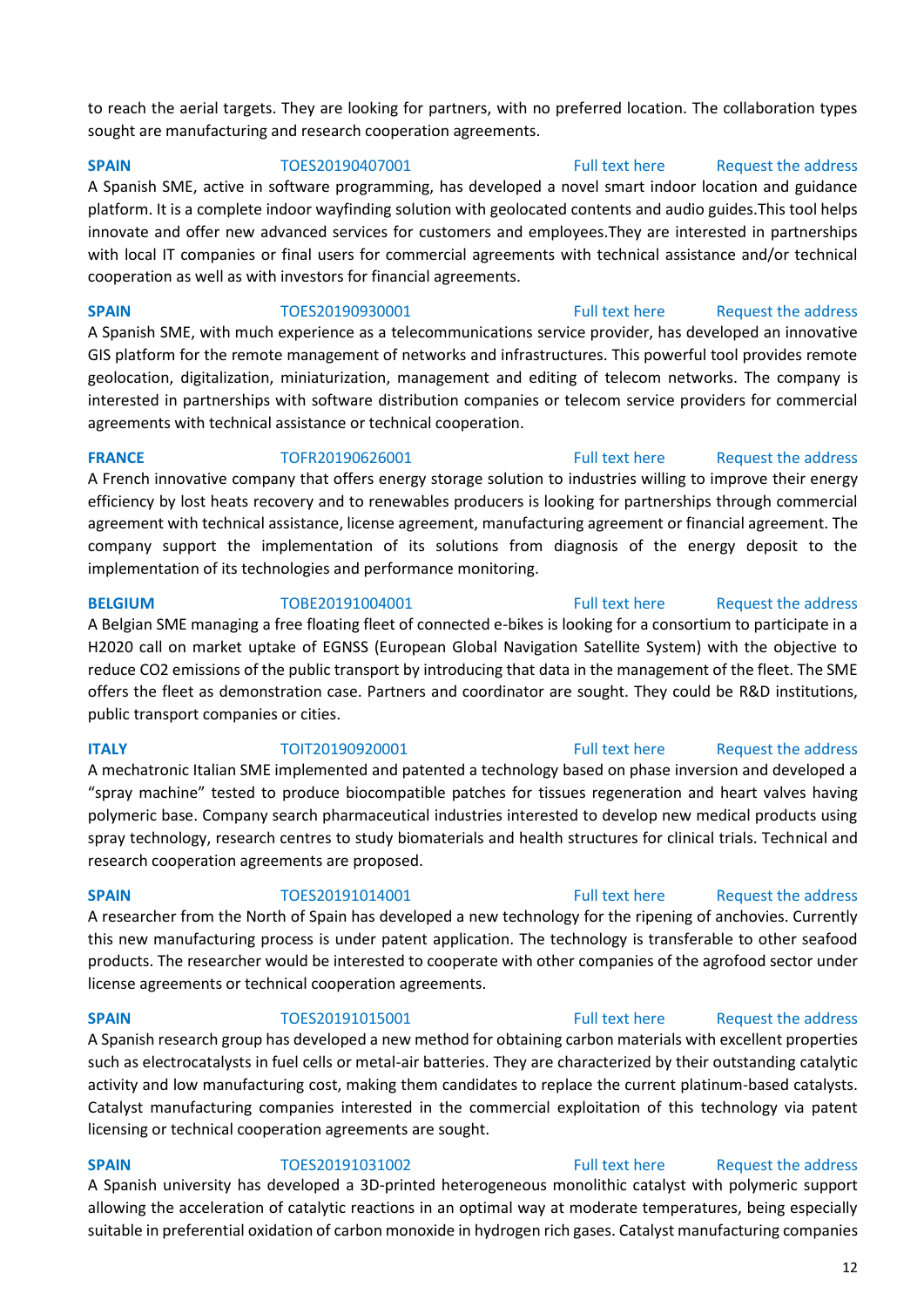to reach the aerial targets. They are looking for partners, with no preferred location. The collaboration types sought are manufacturing and research cooperation agreements.

**SPAIN** TOES20190407001 Full text here Request the address

A Spanish SME, active in software programming, has developed a novel smart indoor location and guidance platform. It is a complete indoor wayfinding solution with geolocated contents and audio guides.This tool helps innovate and offer new advanced services for customers and employees.They are interested in partnerships with local IT companies or final users for commercial agreements with technical assistance and/or technical cooperation as well as with investors for financial agreements.

**SPAIN** TOES20190930001 Full text here Request the address

A Spanish SME, with much experience as a telecommunications service provider, has developed an innovative GIS platform for the remote management of networks and infrastructures. This powerful tool provides remote geolocation, digitalization, miniaturization, management and editing of telecom networks. The company is interested in partnerships with software distribution companies or telecom service providers for commercial agreements with technical assistance or technical cooperation.

**FRANCE** TOFR20190626001 Full text here Request the address

A French innovative company that offers energy storage solution to industries willing to improve their energy efficiency by lost heats recovery and to renewables producers is looking for partnerships through commercial agreement with technical assistance, license agreement, manufacturing agreement or financial agreement. The company support the implementation of its solutions from diagnosis of the energy deposit to the implementation of its technologies and performance monitoring.

**BELGIUM** TOBE20191004001 Full text here Request the address

A Belgian SME managing a free floating fleet of connected e-bikes is looking for a consortium to participate in a H2020 call on market uptake of EGNSS (European Global Navigation Satellite System) with the objective to reduce CO2 emissions of the public transport by introducing that data in the management of the fleet. The SME offers the fleet as demonstration case. Partners and coordinator are sought. They could be R&D institutions, public transport companies or cities.

**ITALY** TOIT20190920001 Full text here Request the address

A mechatronic Italian SME implemented and patented a technology based on phase inversion and developed a “spray machine” tested to produce biocompatible patches for tissues regeneration and heart valves having polymeric base. Company search pharmaceutical industries interested to develop new medical products using spray technology, research centres to study biomaterials and health structures for clinical trials. Technical and research cooperation agreements are proposed.

**SPAIN** TOES20191014001 Full text here Request the address

A researcher from the North of Spain has developed a new technology for the ripening of anchovies. Currently this new manufacturing process is under patent application. The technology is transferable to other seafood products. The researcher would be interested to cooperate with other companies of the agrofood sector under license agreements or technical cooperation agreements.

**SPAIN** TOES20191015001 Full text here Request the address

A Spanish research group has developed a new method for obtaining carbon materials with excellent properties such as electrocatalysts in fuel cells or metal-air batteries. They are characterized by their outstanding catalytic activity and low manufacturing cost, making them candidates to replace the current platinum-based catalysts. Catalyst manufacturing companies interested in the commercial exploitation of this technology via patent licensing or technical cooperation agreements are sought.

**SPAIN** TOES20191031002 Full text here Request the address

A Spanish university has developed a 3D-printed heterogeneous monolithic catalyst with polymeric support allowing the acceleration of catalytic reactions in an optimal way at moderate temperatures, being especially suitable in preferential oxidation of carbon monoxide in hydrogen rich gases. Catalyst manufacturing companies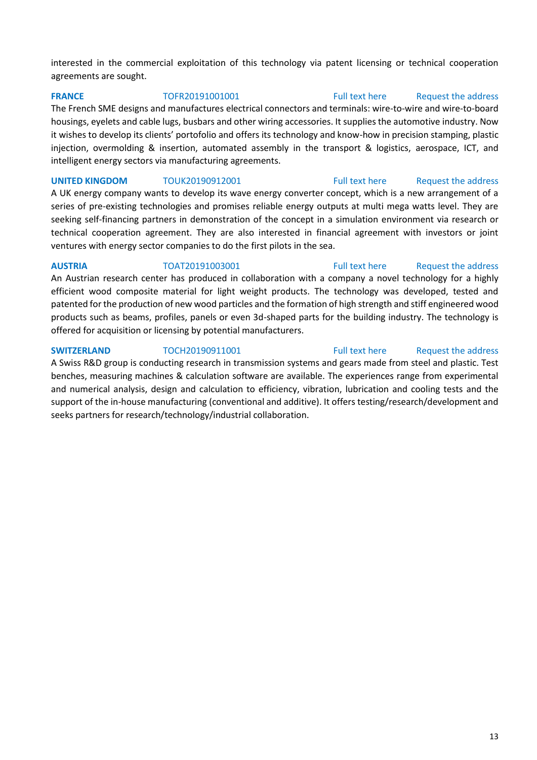interested in the commercial exploitation of this technology via patent licensing or technical cooperation agreements are sought.

**FRANCE** TOFR20191001001 Full text here Request the address

The French SME designs and manufactures electrical connectors and terminals: wire-to-wire and wire-to-board housings, eyelets and cable lugs, busbars and other wiring accessories. It supplies the automotive industry. Now it wishes to develop its clients' portofolio and offers its technology and know-how in precision stamping, plastic injection, overmolding & insertion, automated assembly in the transport & logistics, aerospace, ICT, and intelligent energy sectors via manufacturing agreements.

**UNITED KINGDOM** TOUK20190912001 Full text here Request the address

A UK energy company wants to develop its wave energy converter concept, which is a new arrangement of a series of pre-existing technologies and promises reliable energy outputs at multi mega watts level. They are seeking self-financing partners in demonstration of the concept in a simulation environment via research or technical cooperation agreement. They are also interested in financial agreement with investors or joint ventures with energy sector companies to do the first pilots in the sea.

**AUSTRIA** TOAT20191003001 Full text here Request the address

An Austrian research center has produced in collaboration with a company a novel technology for a highly efficient wood composite material for light weight products. The technology was developed, tested and patented for the production of new wood particles and the formation of high strength and stiff engineered wood products such as beams, profiles, panels or even 3d-shaped parts for the building industry. The technology is offered for acquisition or licensing by potential manufacturers.

**SWITZERLAND** TOCH20190911001 Full text here Request the address

A Swiss R&D group is conducting research in transmission systems and gears made from steel and plastic. Test benches, measuring machines & calculation software are available. The experiences range from experimental and numerical analysis, design and calculation to efficiency, vibration, lubrication and cooling tests and the support of the in-house manufacturing (conventional and additive). It offers testing/research/development and seeks partners for research/technology/industrial collaboration.